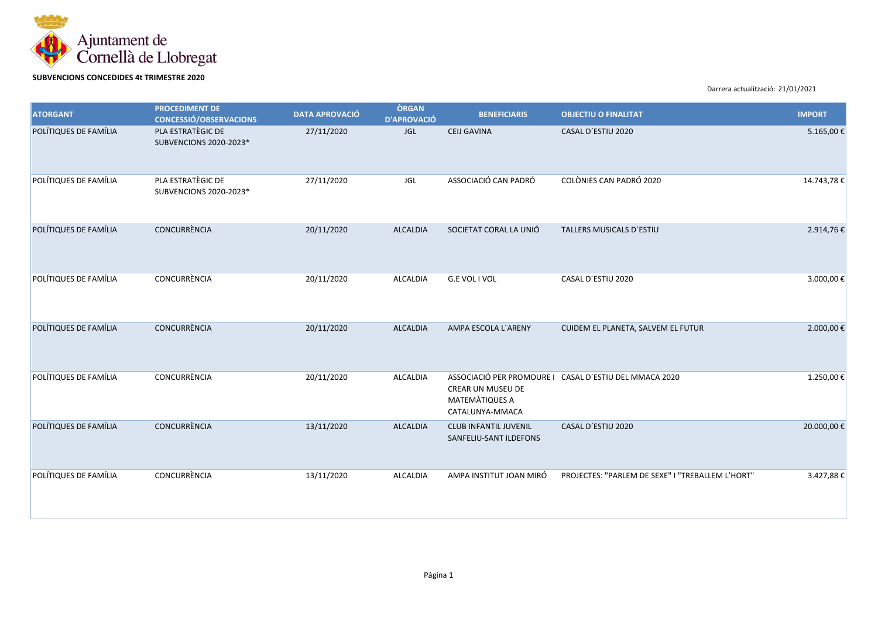Ajuntament de Cornellà de Llobregat

**SUBVENCIONS CONCEDIDES 4t TRIMESTRE 2020**

Darrera actualització: 21/01/2021

| ATORGANT | PROCEDIMENT DE CONCESSIÓ/OBSERVACIONS | DATA APROVACIÓ | ÒRGAN D'APROVACIÓ | BENEFICIARIS | OBJECTIU O FINALITAT | IMPORT |
|---|---|---|---|---|---|---|
| POLÍTIQUES DE FAMÍLIA | PLA ESTRATÈGIC DE SUBVENCIONS 2020-2023* | 27/11/2020 | JGL | CEIJ GAVINA | CASAL D´ESTIU 2020 | 5.165,00 € |
| POLÍTIQUES DE FAMÍLIA | PLA ESTRATÈGIC DE SUBVENCIONS 2020-2023* | 27/11/2020 | JGL | ASSOCIACIÓ CAN PADRÓ | COLÒNIES CAN PADRÓ 2020 | 14.743,78 € |
| POLÍTIQUES DE FAMÍLIA | CONCURRÈNCIA | 20/11/2020 | ALCALDIA | SOCIETAT CORAL LA UNIÓ | TALLERS MUSICALS D´ESTIU | 2.914,76 € |
| POLÍTIQUES DE FAMÍLIA | CONCURRÈNCIA | 20/11/2020 | ALCALDIA | G.E VOL I VOL | CASAL D´ESTIU 2020 | 3.000,00 € |
| POLÍTIQUES DE FAMÍLIA | CONCURRÈNCIA | 20/11/2020 | ALCALDIA | AMPA ESCOLA L´ARENY | CUIDEM EL PLANETA, SALVEM EL FUTUR | 2.000,00 € |
| POLÍTIQUES DE FAMÍLIA | CONCURRÈNCIA | 20/11/2020 | ALCALDIA | ASSOCIACIÓ PER PROMOURE I CREAR UN MUSEU DE MATEMÀTIQUES A CATALUNYA-MMACA | CASAL D´ESTIU DEL MMACA 2020 | 1.250,00 € |
| POLÍTIQUES DE FAMÍLIA | CONCURRÈNCIA | 13/11/2020 | ALCALDIA | CLUB INFANTIL JUVENIL SANFELIU-SANT ILDEFONS | CASAL D´ESTIU 2020 | 20.000,00 € |
| POLÍTIQUES DE FAMÍLIA | CONCURRÈNCIA | 13/11/2020 | ALCALDIA | AMPA INSTITUT JOAN MIRÓ | PROJECTES: "PARLEM DE SEXE" I "TREBALLEM L'HORT" | 3.427,88 € |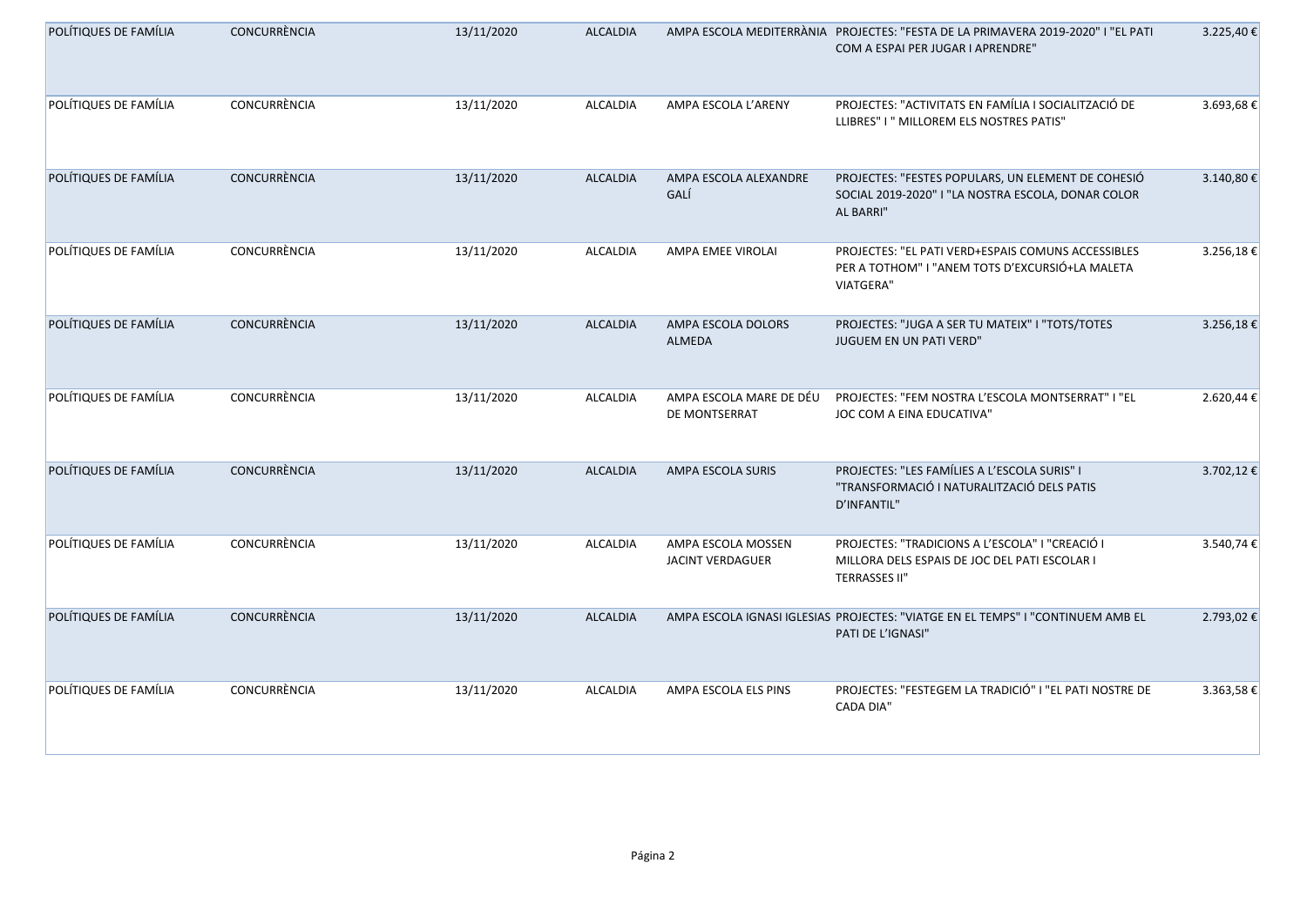| | | | | | | |
|---|---|---|---|---|---|---|
| POLÍTIQUES DE FAMÍLIA | CONCURRÈNCIA | 13/11/2020 | ALCALDIA | AMPA ESCOLA MEDITERRÀNIA | PROJECTES: "FESTA DE LA PRIMAVERA 2019-2020" I "EL PATI COM A ESPAI PER JUGAR I APRENDRE" | 3.225,40 € |
| POLÍTIQUES DE FAMÍLIA | CONCURRÈNCIA | 13/11/2020 | ALCALDIA | AMPA ESCOLA L'ARENY | PROJECTES: "ACTIVITATS EN FAMÍLIA I SOCIALITZACIÓ DE LLIBRES" I " MILLOREM ELS NOSTRES PATIS" | 3.693,68 € |
| POLÍTIQUES DE FAMÍLIA | CONCURRÈNCIA | 13/11/2020 | ALCALDIA | AMPA ESCOLA ALEXANDRE GALÍ | PROJECTES: "FESTES POPULARS, UN ELEMENT DE COHESIÓ SOCIAL 2019-2020" I "LA NOSTRA ESCOLA, DONAR COLOR AL BARRI" | 3.140,80 € |
| POLÍTIQUES DE FAMÍLIA | CONCURRÈNCIA | 13/11/2020 | ALCALDIA | AMPA EMEE VIROLAI | PROJECTES: "EL PATI VERD+ESPAIS COMUNS ACCESSIBLES PER A TOTHOM" I "ANEM TOTS D'EXCURSIÓ+LA MALETA VIATGERA" | 3.256,18 € |
| POLÍTIQUES DE FAMÍLIA | CONCURRÈNCIA | 13/11/2020 | ALCALDIA | AMPA ESCOLA DOLORS ALMEDA | PROJECTES: "JUGA A SER TU MATEIX" I "TOTS/TOTES JUGUEM EN UN PATI VERD" | 3.256,18 € |
| POLÍTIQUES DE FAMÍLIA | CONCURRÈNCIA | 13/11/2020 | ALCALDIA | AMPA ESCOLA MARE DE DÉU DE MONTSERRAT | PROJECTES: "FEM NOSTRA L'ESCOLA MONTSERRAT" I "EL JOC COM A EINA EDUCATIVA" | 2.620,44 € |
| POLÍTIQUES DE FAMÍLIA | CONCURRÈNCIA | 13/11/2020 | ALCALDIA | AMPA ESCOLA SURIS | PROJECTES: "LES FAMÍLIES A L'ESCOLA SURIS" I "TRANSFORMACIÓ I NATURALITZACIÓ DELS PATIS D'INFANTIL" | 3.702,12 € |
| POLÍTIQUES DE FAMÍLIA | CONCURRÈNCIA | 13/11/2020 | ALCALDIA | AMPA ESCOLA MOSSEN JACINT VERDAGUER | PROJECTES: "TRADICIONS A L'ESCOLA" I "CREACIÓ I MILLORA DELS ESPAIS DE JOC DEL PATI ESCOLAR I TERRASSES II" | 3.540,74 € |
| POLÍTIQUES DE FAMÍLIA | CONCURRÈNCIA | 13/11/2020 | ALCALDIA | AMPA ESCOLA IGNASI IGLESIAS | PROJECTES: "VIATGE EN EL TEMPS" I "CONTINUEM AMB EL PATI DE L'IGNASI" | 2.793,02 € |
| POLÍTIQUES DE FAMÍLIA | CONCURRÈNCIA | 13/11/2020 | ALCALDIA | AMPA ESCOLA ELS PINS | PROJECTES: "FESTEGEM LA TRADICIÓ" I "EL PATI NOSTRE DE CADA DIA" | 3.363,58 € |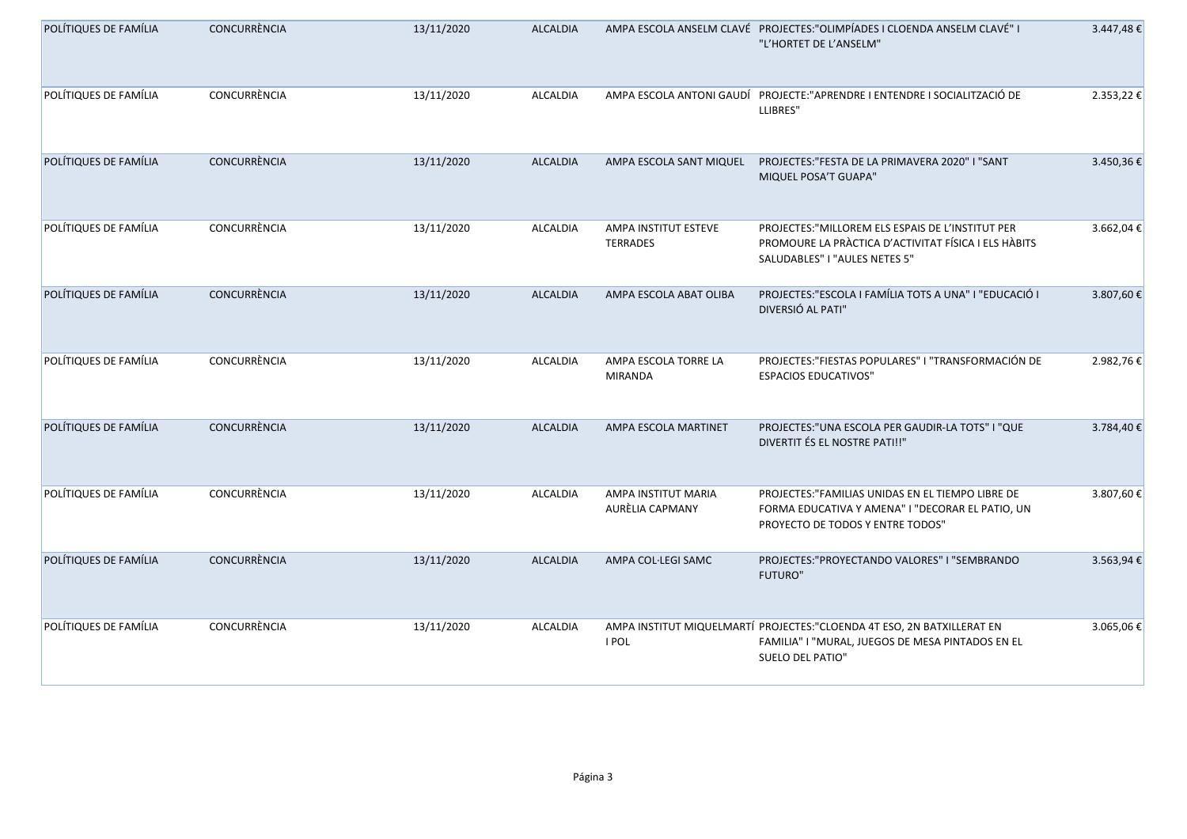| | | | | | | |
|---|---|---|---|---|---|---|
| POLÍTIQUES DE FAMÍLIA | CONCURRÈNCIA | 13/11/2020 | ALCALDIA | AMPA ESCOLA ANSELM CLAVÉ | PROJECTES:"OLIMPÍADES I CLOENDA ANSELM CLAVÉ" I "L'HORTET DE L'ANSELM" | 3.447,48 € |
| POLÍTIQUES DE FAMÍLIA | CONCURRÈNCIA | 13/11/2020 | ALCALDIA | AMPA ESCOLA ANTONI GAUDÍ | PROJECTE:"APRENDRE I ENTENDRE I SOCIALITZACIÓ DE LLIBRES" | 2.353,22 € |
| POLÍTIQUES DE FAMÍLIA | CONCURRÈNCIA | 13/11/2020 | ALCALDIA | AMPA ESCOLA SANT MIQUEL | PROJECTES:"FESTA DE LA PRIMAVERA 2020" I "SANT MIQUEL POSA'T GUAPA" | 3.450,36 € |
| POLÍTIQUES DE FAMÍLIA | CONCURRÈNCIA | 13/11/2020 | ALCALDIA | AMPA INSTITUT ESTEVE TERRADES | PROJECTES:"MILLOREM ELS ESPAIS DE L'INSTITUT PER PROMOURE LA PRÀCTICA D'ACTIVITAT FÍSICA I ELS HÀBITS SALUDABLES" I "AULES NETES 5" | 3.662,04 € |
| POLÍTIQUES DE FAMÍLIA | CONCURRÈNCIA | 13/11/2020 | ALCALDIA | AMPA ESCOLA ABAT OLIBA | PROJECTES:"ESCOLA I FAMÍLIA TOTS A UNA" I "EDUCACIÓ I DIVERSIÓ AL PATI" | 3.807,60 € |
| POLÍTIQUES DE FAMÍLIA | CONCURRÈNCIA | 13/11/2020 | ALCALDIA | AMPA ESCOLA TORRE LA MIRANDA | PROJECTES:"FIESTAS POPULARES" I "TRANSFORMACIÓN DE ESPACIOS EDUCATIVOS" | 2.982,76 € |
| POLÍTIQUES DE FAMÍLIA | CONCURRÈNCIA | 13/11/2020 | ALCALDIA | AMPA ESCOLA MARTINET | PROJECTES:"UNA ESCOLA PER GAUDIR-LA TOTS" I "QUE DIVERTIT ÉS EL NOSTRE PATI!!" | 3.784,40 € |
| POLÍTIQUES DE FAMÍLIA | CONCURRÈNCIA | 13/11/2020 | ALCALDIA | AMPA INSTITUT MARIA AURÈLIA CAPMANY | PROJECTES:"FAMILIAS UNIDAS EN EL TIEMPO LIBRE DE FORMA EDUCATIVA Y AMENA" I "DECORAR EL PATIO, UN PROYECTO DE TODOS Y ENTRE TODOS" | 3.807,60 € |
| POLÍTIQUES DE FAMÍLIA | CONCURRÈNCIA | 13/11/2020 | ALCALDIA | AMPA COL·LEGI SAMC | PROJECTES:"PROYECTANDO VALORES" I "SEMBRANDO FUTURO" | 3.563,94 € |
| POLÍTIQUES DE FAMÍLIA | CONCURRÈNCIA | 13/11/2020 | ALCALDIA | AMPA INSTITUT MIQUELMARTÍ I POL | PROJECTES:"CLOENDA 4T ESO, 2N BATXILLERAT EN FAMILIA" I "MURAL, JUEGOS DE MESA PINTADOS EN EL SUELO DEL PATIO" | 3.065,06 € |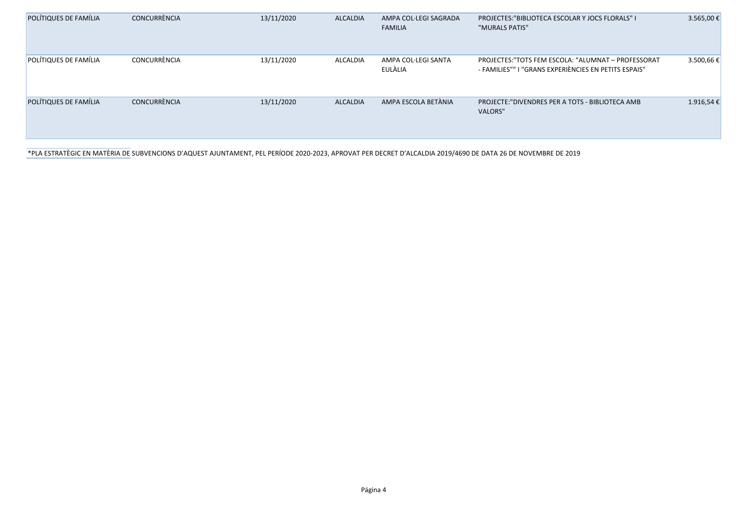| | | | | | | |
|---|---|---|---|---|---|---|
| POLÍTIQUES DE FAMÍLIA | CONCURRÈNCIA | 13/11/2020 | ALCALDIA | AMPA COL·LEGI SAGRADA FAMILIA | PROJECTES:"BIBLIOTECA ESCOLAR Y JOCS FLORALS" I "MURALS PATIS" | 3.565,00 € |
| POLÍTIQUES DE FAMÍLIA | CONCURRÈNCIA | 13/11/2020 | ALCALDIA | AMPA COL·LEGI SANTA EULÀLIA | PROJECTES:"TOTS FEM ESCOLA: "ALUMNAT – PROFESSORAT - FAMILIES"" I "GRANS EXPERIÈNCIES EN PETITS ESPAIS" | 3.500,66 € |
| POLÍTIQUES DE FAMÍLIA | CONCURRÈNCIA | 13/11/2020 | ALCALDIA | AMPA ESCOLA BETÀNIA | PROJECTE:"DIVENDRES PER A TOTS - BIBLIOTECA AMB VALORS" | 1.916,54 € |

*PLA ESTRATÈGIC EN MATÈRIA DE SUBVENCIONS D'AQUEST AJUNTAMENT, PEL PERÍODE 2020-2023, APROVAT PER DECRET D'ALCALDIA 2019/4690 DE DATA 26 DE NOVEMBRE DE 2019